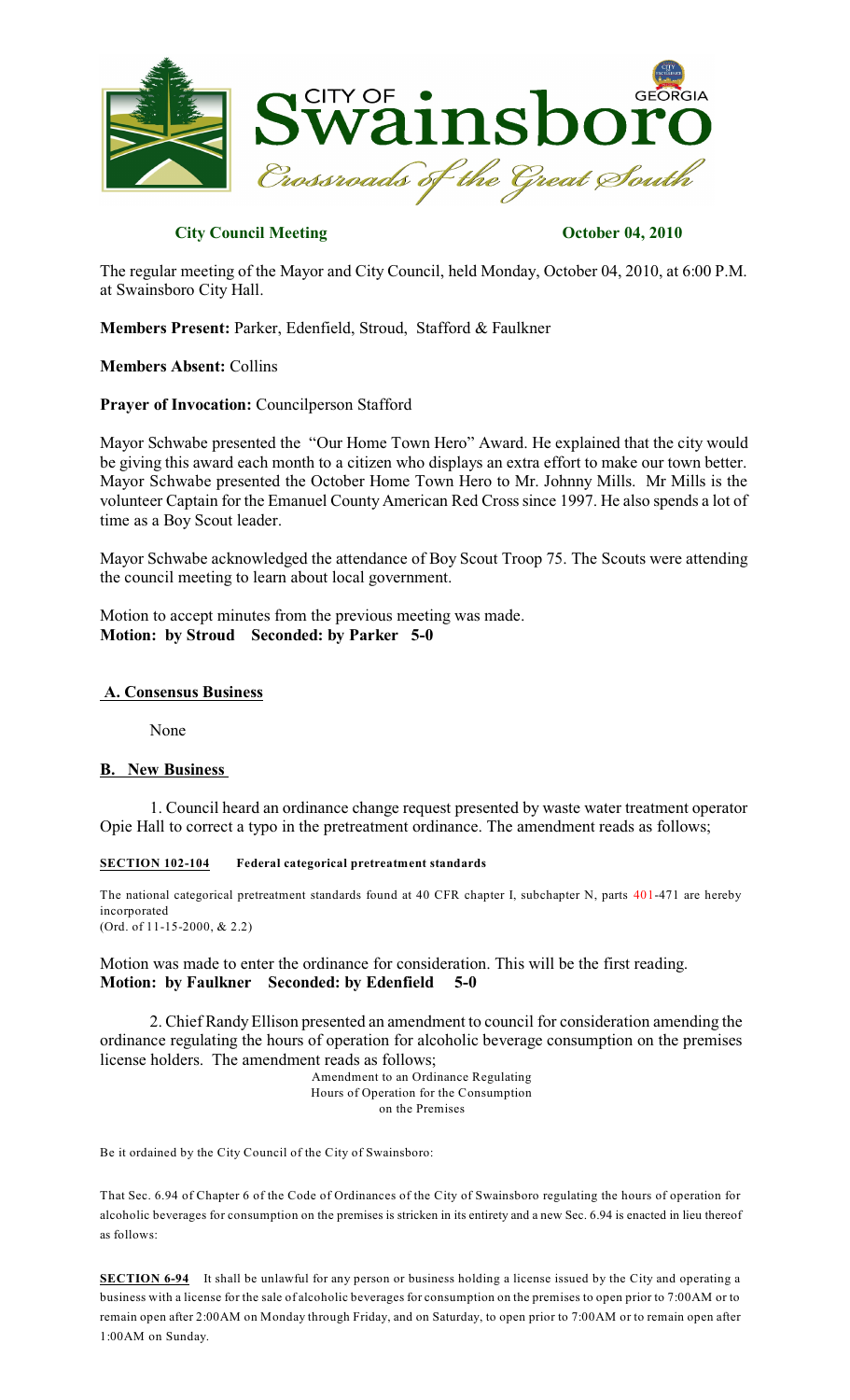**City Council Meeting** **October 04, 2010**

The regular meeting of the Mayor and City Council, held Monday, October 04, 2010, at 6:00 P.M. at Swainsboro City Hall.

**Members Present:** Parker, Edenfield, Stroud, Stafford & Faulkner

**Members Absent:** Collins

**Prayer of Invocation:** Councilperson Stafford

Mayor Schwabe presented the "Our Home Town Hero" Award. He explained that the city would be giving this award each month to a citizen who displays an extra effort to make our town better. Mayor Schwabe presented the October Home Town Hero to Mr. Johnny Mills. Mr Mills is the volunteer Captain for the Emanuel County American Red Cross since 1997. He also spends a lot of time as a Boy Scout leader.

Mayor Schwabe acknowledged the attendance of Boy Scout Troop 75. The Scouts were attending the council meeting to learn about local government.

Motion to accept minutes from the previous meeting was made.
**Motion: by Stroud Seconded: by Parker 5-0**

## **A. Consensus Business**

None

## **B. New Business**

1. Council heard an ordinance change request presented by waste water treatment operator Opie Hall to correct a typo in the pretreatment ordinance. The amendment reads as follows;

**SECTION 102-104 Federal categorical pretreatment standards**

The national categorical pretreatment standards found at 40 CFR chapter I, subchapter N, parts 401-471 are hereby incorporated
(Ord. of 11-15-2000, & 2.2)

Motion was made to enter the ordinance for consideration. This will be the first reading.
**Motion: by Faulkner Seconded: by Edenfield 5-0**

2. Chief Randy Ellison presented an amendment to council for consideration amending the ordinance regulating the hours of operation for alcoholic beverage consumption on the premises license holders. The amendment reads as follows;

Amendment to an Ordinance Regulating
Hours of Operation for the Consumption
on the Premises

Be it ordained by the City Council of the City of Swainsboro:

That Sec. 6.94 of Chapter 6 of the Code of Ordinances of the City of Swainsboro regulating the hours of operation for alcoholic beverages for consumption on the premises is stricken in its entirety and a new Sec. 6.94 is enacted in lieu thereof as follows:

**SECTION 6-94** It shall be unlawful for any person or business holding a license issued by the City and operating a business with a license for the sale of alcoholic beverages for consumption on the premises to open prior to 7:00AM or to remain open after 2:00AM on Monday through Friday, and on Saturday, to open prior to 7:00AM or to remain open after 1:00AM on Sunday.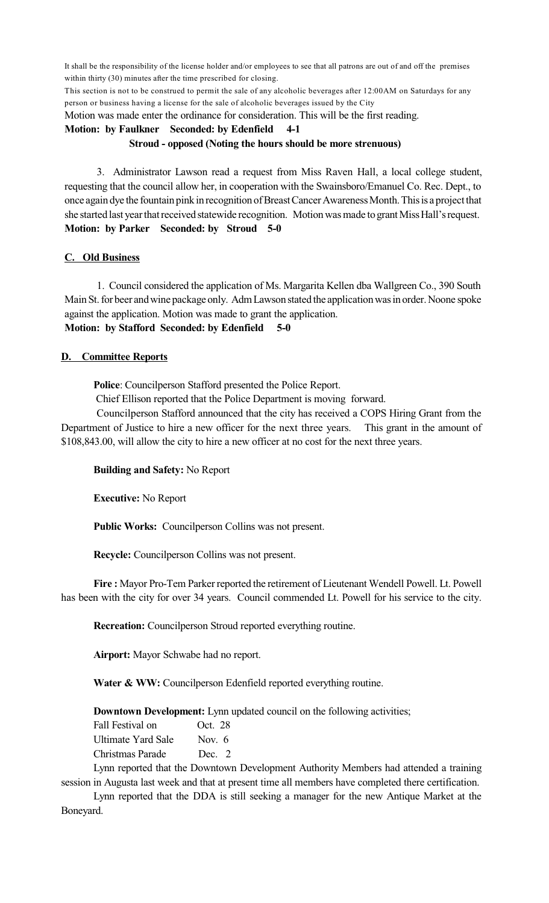It shall be the responsibility of the license holder and/or employees to see that all patrons are out of and off the premises within thirty (30) minutes after the time prescribed for closing.

This section is not to be construed to permit the sale of any alcoholic beverages after 12:00AM on Saturdays for any person or business having a license for the sale of alcoholic beverages issued by the City

Motion was made enter the ordinance for consideration. This will be the first reading.

**Motion: by Faulkner Seconded: by Edenfield 4-1**

**Stroud - opposed (Noting the hours should be more strenuous)**

3. Administrator Lawson read a request from Miss Raven Hall, a local college student, requesting that the council allow her, in cooperation with the Swainsboro/Emanuel Co. Rec. Dept., to once again dye the fountain pink in recognition of Breast Cancer Awareness Month. This is a project that she started last year that received statewide recognition. Motion was made to grant Miss Hall's request.

**Motion: by Parker Seconded: by Stroud 5-0**

## C. Old Business

1. Council considered the application of Ms. Margarita Kellen dba Wallgreen Co., 390 South Main St. for beer and wine package only. Adm Lawson stated the application was in order. Noone spoke against the application. Motion was made to grant the application.

**Motion: by Stafford Seconded: by Edenfield 5-0**

## D. Committee Reports

**Police**: Councilperson Stafford presented the Police Report.

Chief Ellison reported that the Police Department is moving forward.

Councilperson Stafford announced that the city has received a COPS Hiring Grant from the Department of Justice to hire a new officer for the next three years. This grant in the amount of $108,843.00, will allow the city to hire a new officer at no cost for the next three years.

**Building and Safety:** No Report

**Executive:** No Report

**Public Works:** Councilperson Collins was not present.

**Recycle:** Councilperson Collins was not present.

**Fire :** Mayor Pro-Tem Parker reported the retirement of Lieutenant Wendell Powell. Lt. Powell has been with the city for over 34 years. Council commended Lt. Powell for his service to the city.

**Recreation:** Councilperson Stroud reported everything routine.

**Airport:** Mayor Schwabe had no report.

**Water & WW:** Councilperson Edenfield reported everything routine.

**Downtown Development:** Lynn updated council on the following activities;

Fall Festival on Oct. 28
Ultimate Yard Sale Nov. 6
Christmas Parade Dec. 2

Lynn reported that the Downtown Development Authority Members had attended a training session in Augusta last week and that at present time all members have completed there certification.

Lynn reported that the DDA is still seeking a manager for the new Antique Market at the Boneyard.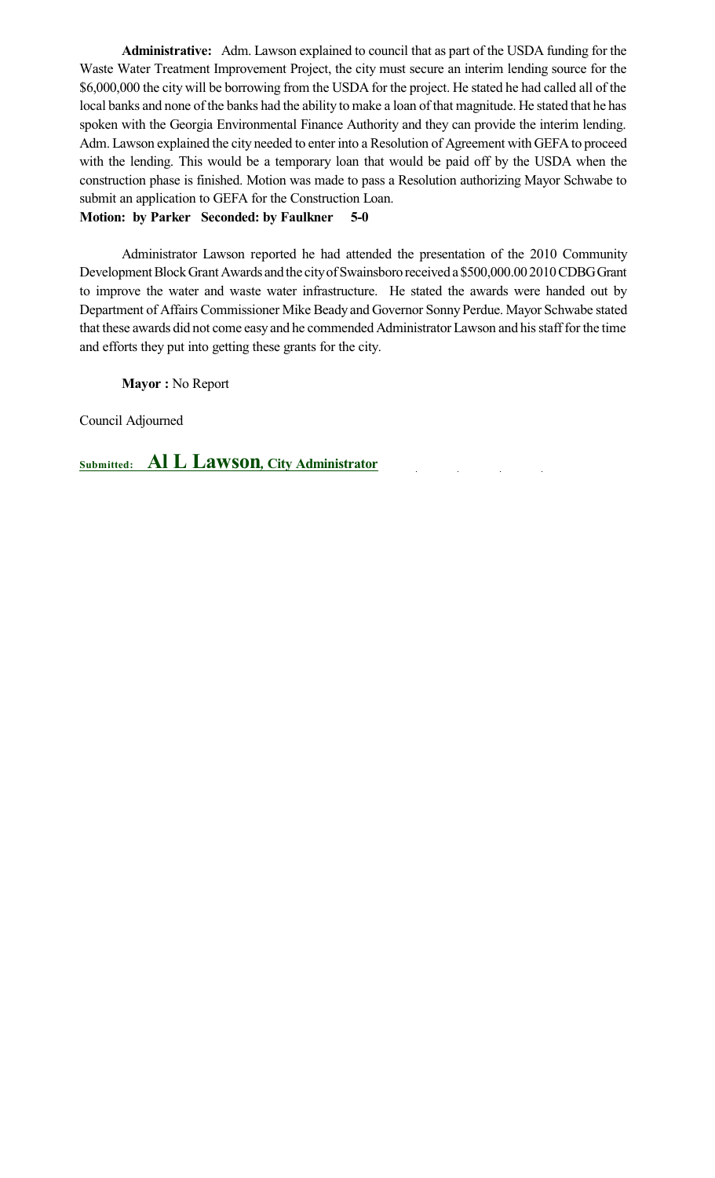**Administrative:** Adm. Lawson explained to council that as part of the USDA funding for the Waste Water Treatment Improvement Project, the city must secure an interim lending source for the $6,000,000 the city will be borrowing from the USDA for the project. He stated he had called all of the local banks and none of the banks had the ability to make a loan of that magnitude. He stated that he has spoken with the Georgia Environmental Finance Authority and they can provide the interim lending. Adm. Lawson explained the city needed to enter into a Resolution of Agreement with GEFA to proceed with the lending. This would be a temporary loan that would be paid off by the USDA when the construction phase is finished. Motion was made to pass a Resolution authorizing Mayor Schwabe to submit an application to GEFA for the Construction Loan.

**Motion: by Parker Seconded: by Faulkner 5-0**

Administrator Lawson reported he had attended the presentation of the 2010 Community Development Block Grant Awards and the city of Swainsboro received a $500,000.00 2010 CDBG Grant to improve the water and waste water infrastructure. He stated the awards were handed out by Department of Affairs Commissioner Mike Beady and Governor Sonny Perdue. Mayor Schwabe stated that these awards did not come easy and he commended Administrator Lawson and his staff for the time and efforts they put into getting these grants for the city.

**Mayor :** No Report

Council Adjourned

**Submitted: Al L Lawson, City Administrator**